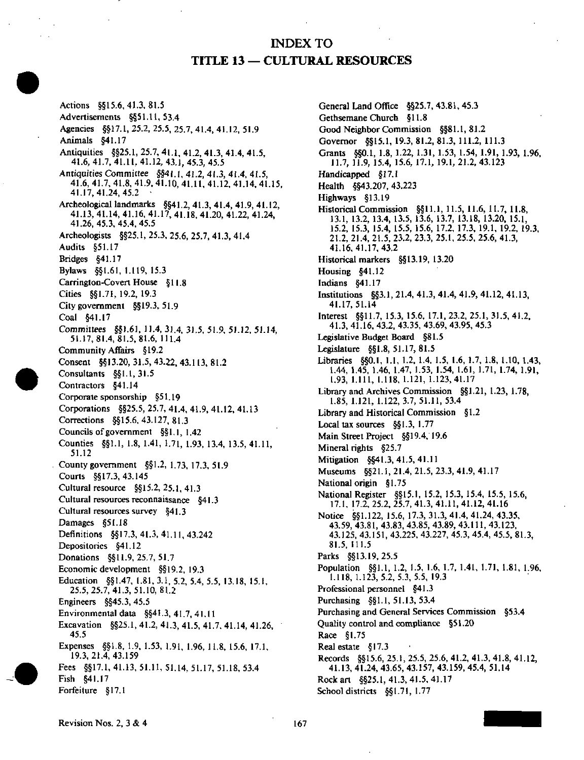# INDEX TO
# TITLE 13 — CULTURAL RESOURCES

Actions §§15.6, 41.3, 81.5
Advertisements §§51.11, 53.4
Agencies §§17.1, 25.2, 25.5, 25.7, 41.4, 41.12, 51.9
Animals §41.17
Antiquities §§25.1, 25.7, 41.1, 41.2, 41.3, 41.4, 41.5, 41.6, 41.7, 41.11, 41.12, 43.1, 45.3, 45.5
Antiquities Committee §§41.1, 41.2, 41.3, 41.4, 41.5, 41.6, 41.7, 41.8, 41.9, 41.10, 41.11, 41.12, 41.14, 41.15, 41.17, 41.24, 45.2
Archeological landmarks §§41.2, 41.3, 41.4, 41.9, 41.12, 41.13, 41.14, 41.16, 41.17, 41.18, 41.20, 41.22, 41.24, 41.26, 45.3, 45.4, 45.5
Archeologists §§25.1, 25.3, 25.6, 25.7, 41.3, 41.4
Audits §51.17
Bridges §41.17
Bylaws §§1.61, 1.119, 15.3
Carrington-Covert House §11.8
Cities §§1.71, 19.2, 19.3
City government §§19.3, 51.9
Coal §41.17
Committees §§1.61, 11.4, 31.4, 31.5, 51.9, 51.12, 51.14, 51.17, 81.4, 81.5, 81.6, 111.4
Community Affairs §19.2
Consent §§13.20, 31.5, 43.22, 43.113, 81.2
Consultants §§1.1, 31.5
Contractors §41.14
Corporate sponsorship §51.19
Corporations §§25.5, 25.7, 41.4, 41.9, 41.12, 41.13
Corrections §§15.6, 43.127, 81.3
Councils of government §§1.1, 1.42
Counties §§1.1, 1.8, 1.41, 1.71, 1.93, 13.4, 13.5, 41.11, 51.12
County government §§1.2, 1.73, 17.3, 51.9
Courts §§17.3, 43.145
Cultural resource §§15.2, 25.1, 41.3
Cultural resources reconnaissance §41.3
Cultural resources survey §41.3
Damages §51.18
Definitions §§17.3, 41.3, 41.11, 43.242
Depositories §41.12
Donations §§11.9, 25.7, 51.7
Economic development §§19.2, 19.3
Education §§1.47, 1.81, 3.1, 5.2, 5.4, 5.5, 13.18, 15.1, 25.5, 25.7, 41.3, 51.10, 81.2
Engineers §§45.3, 45.5
Environmental data §§41.3, 41.7, 41.11
Excavation §§25.1, 41.2, 41.3, 41.5, 41.7, 41.14, 41.26, 45.5
Expenses §§1.8, 1.9, 1.53, 1.91, 1.96, 11.8, 15.6, 17.1, 19.3, 21.4, 43.159
Fees §§17.1, 41.13, 51.11, 51.14, 51.17, 51.18, 53.4
Fish §41.17
Forfeiture §17.1
General Land Office §§25.7, 43.81, 45.3
Gethsemane Church §11.8
Good Neighbor Commission §§81.1, 81.2
Governor §§15.1, 19.3, 81.2, 81.3, 111.2, 111.3
Grants §§0.1, 1.8, 1.22, 1.31, 1.53, 1.54, 1.91, 1.93, 1.96, 11.7, 11.9, 15.4, 15.6, 17.1, 19.1, 21.2, 43.123
Handicapped §17.1
Health §§43.207, 43.223
Highways §13.19
Historical Commission §§11.1, 11.5, 11.6, 11.7, 11.8, 13.1, 13.2, 13.4, 13.5, 13.6, 13.7, 13.18, 13.20, 15.1, 15.2, 15.3, 15.4, 15.5, 15.6, 17.2, 17.3, 19.1, 19.2, 19.3, 21.2, 21.4, 21.5, 23.2, 23.3, 25.1, 25.5, 25.6, 41.3, 41.16, 41.17, 43.2
Historical markers §§13.19, 13.20
Housing §41.12
Indians §41.17
Institutions §§3.1, 21.4, 41.3, 41.4, 41.9, 41.12, 41.13, 41.17, 51.14
Interest §§11.7, 15.3, 15.6, 17.1, 23.2, 25.1, 31.5, 41.2, 41.3, 41.16, 43.2, 43.35, 43.69, 43.95, 45.3
Legislative Budget Board §81.5
Legislature §§1.8, 51.17, 81.5
Libraries §§0.1, 1.1, 1.2, 1.4, 1.5, 1.6, 1.7, 1.8, 1.10, 1.43, 1.44, 1.45, 1.46, 1.47, 1.53, 1.54, 1.61, 1.71, 1.74, 1.91, 1.93, 1.111, 1.118, 1.121, 1.123, 41.17
Library and Archives Commission §§1.21, 1.23, 1.78, 1.85, 1.121, 1.122, 3.7, 51.11, 53.4
Library and Historical Commission §1.2
Local tax sources §§1.3, 1.77
Main Street Project §§19.4, 19.6
Mineral rights §25.7
Mitigation §§41.3, 41.5, 41.11
Museums §§21.1, 21.4, 21.5, 23.3, 41.9, 41.17
National origin §1.75
National Register §§15.1, 15.2, 15.3, 15.4, 15.5, 15.6, 17.1, 17.2, 25.2, 25.7, 41.3, 41.11, 41.12, 41.16
Notice §§1.122, 15.6, 17.3, 31.3, 41.4, 41.24, 43.35, 43.59, 43.81, 43.83, 43.85, 43.89, 43.111, 43.123, 43.125, 43.151, 43.225, 43.227, 45.3, 45.4, 45.5, 81.3, 81.5, 111.5
Parks §§13.19, 25.5
Population §§1.1, 1.2, 1.5, 1.6, 1.7, 1.41, 1.71, 1.81, 1.96, 1.118, 1.123, 5.2, 5.3, 5.5, 19.3
Professional personnel §41.3
Purchasing §§1.1, 51.13, 53.4
Purchasing and General Services Commission §53.4
Quality control and compliance §51.20
Race §1.75
Real estate §17.3
Records §§15.6, 25.1, 25.5, 25.6, 41.2, 41.3, 41.8, 41.12, 41.13, 41.24, 43.65, 43.157, 43.159, 45.4, 51.14
Rock art §§25.1, 41.3, 41.5, 41.17
School districts §§1.71, 1.77

Revision Nos. 2, 3 & 4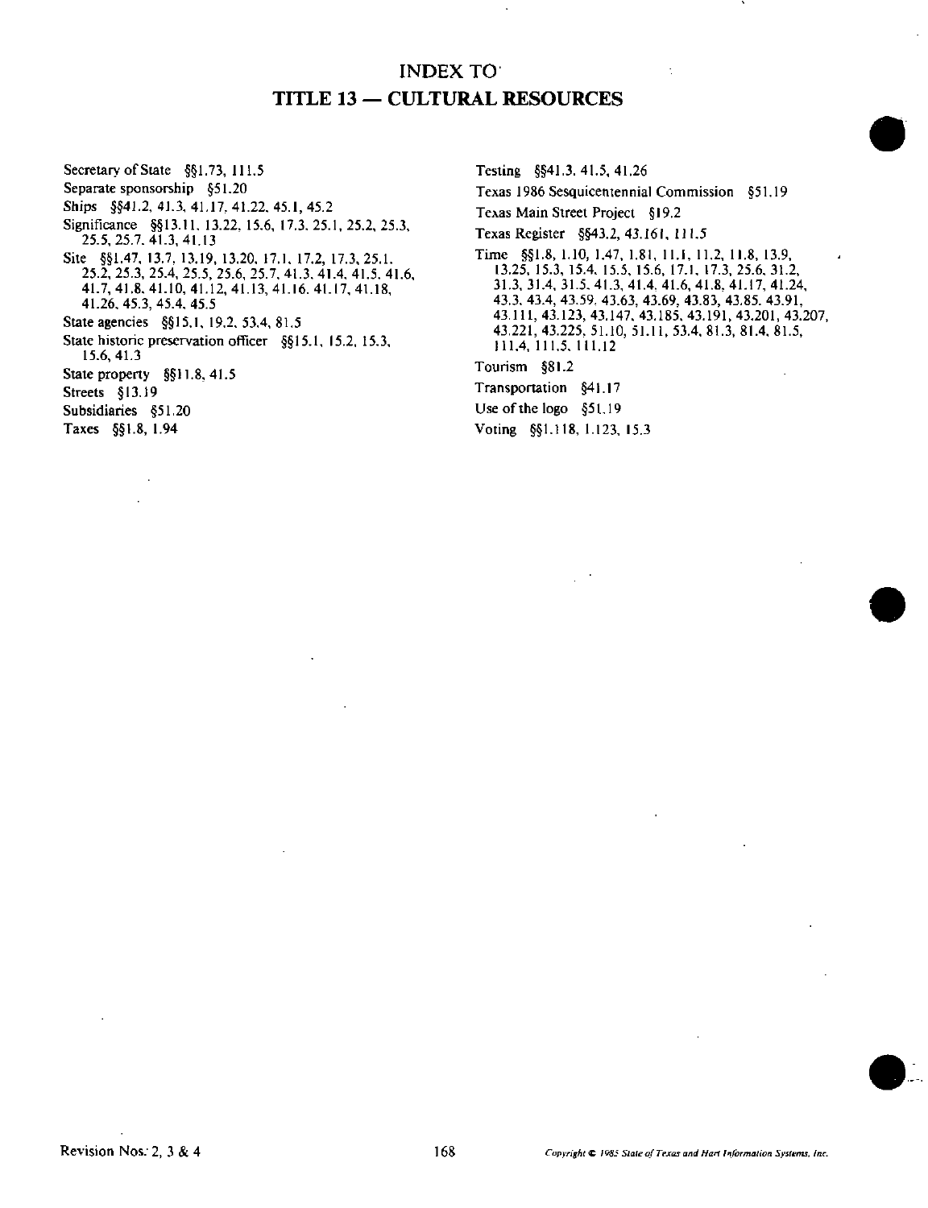# INDEX TO
# TITLE 13 — CULTURAL RESOURCES

Secretary of State §§1.73, 111.5

Separate sponsorship §51.20

Ships §§41.2, 41.3, 41.17, 41.22, 45.1, 45.2

Significance §§13.11, 13.22, 15.6, 17.3, 25.1, 25.2, 25.3, 25.5, 25.7, 41.3, 41.13

Site §§1.47, 13.7, 13.19, 13.20, 17.1, 17.2, 17.3, 25.1, 25.2, 25.3, 25.4, 25.5, 25.6, 25.7, 41.3, 41.4, 41.5, 41.6, 41.7, 41.8, 41.10, 41.12, 41.13, 41.16, 41.17, 41.18, 41.26, 45.3, 45.4, 45.5

State agencies §§15.1, 19.2, 53.4, 81.5

State historic preservation officer §§15.1, 15.2, 15.3, 15.6, 41.3

State property §§11.8, 41.5

Streets §13.19

Subsidiaries §51.20

Taxes §§1.8, 1.94

Testing §§41.3, 41.5, 41.26

Texas 1986 Sesquicentennial Commission §51.19

Texas Main Street Project §19.2

Texas Register §§43.2, 43.161, 111.5

Time §§1.8, 1.10, 1.47, 1.81, 11.1, 11.2, 11.8, 13.9, 13.25, 15.3, 15.4, 15.5, 15.6, 17.1, 17.3, 25.6, 31.2, 31.3, 31.4, 31.5, 41.3, 41.4, 41.6, 41.8, 41.17, 41.24, 43.3, 43.4, 43.59, 43.63, 43.69, 43.83, 43.85, 43.91, 43.111, 43.123, 43.147, 43.185, 43.191, 43.201, 43.207, 43.221, 43.225, 51.10, 51.11, 53.4, 81.3, 81.4, 81.5, 111.4, 111.5, 111.12

Tourism §81.2

Transportation §41.17

Use of the logo §51.19

Voting §§1.118, 1.123, 15.3